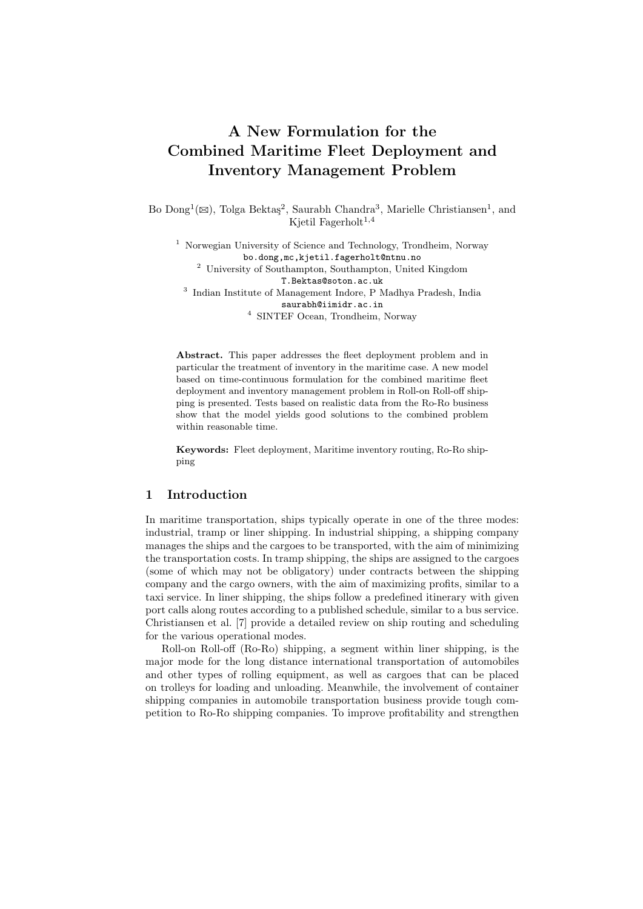# A New Formulation for the Combined Maritime Fleet Deployment and Inventory Management Problem

Bo Dong[1](✉), Tolga Bektaş[2], Saurabh Chandra[3], Marielle Christiansen[1], and Kjetil Fagerholt[1,4]

[1] Norwegian University of Science and Technology, Trondheim, Norway
bo.dong,mc,kjetil.fagerholt@ntnu.no

[2] University of Southampton, Southampton, United Kingdom
T.Bektas@soton.ac.uk

[3] Indian Institute of Management Indore, P Madhya Pradesh, India
saurabh@iimidr.ac.in

[4] SINTEF Ocean, Trondheim, Norway

**Abstract.** This paper addresses the fleet deployment problem and in particular the treatment of inventory in the maritime case. A new model based on time-continuous formulation for the combined maritime fleet deployment and inventory management problem in Roll-on Roll-off shipping is presented. Tests based on realistic data from the Ro-Ro business show that the model yields good solutions to the combined problem within reasonable time.

**Keywords:** Fleet deployment, Maritime inventory routing, Ro-Ro shipping

## 1 Introduction

In maritime transportation, ships typically operate in one of the three modes: industrial, tramp or liner shipping. In industrial shipping, a shipping company manages the ships and the cargoes to be transported, with the aim of minimizing the transportation costs. In tramp shipping, the ships are assigned to the cargoes (some of which may not be obligatory) under contracts between the shipping company and the cargo owners, with the aim of maximizing profits, similar to a taxi service. In liner shipping, the ships follow a predefined itinerary with given port calls along routes according to a published schedule, similar to a bus service. Christiansen et al. [7] provide a detailed review on ship routing and scheduling for the various operational modes.

Roll-on Roll-off (Ro-Ro) shipping, a segment within liner shipping, is the major mode for the long distance international transportation of automobiles and other types of rolling equipment, as well as cargoes that can be placed on trolleys for loading and unloading. Meanwhile, the involvement of container shipping companies in automobile transportation business provide tough competition to Ro-Ro shipping companies. To improve profitability and strengthen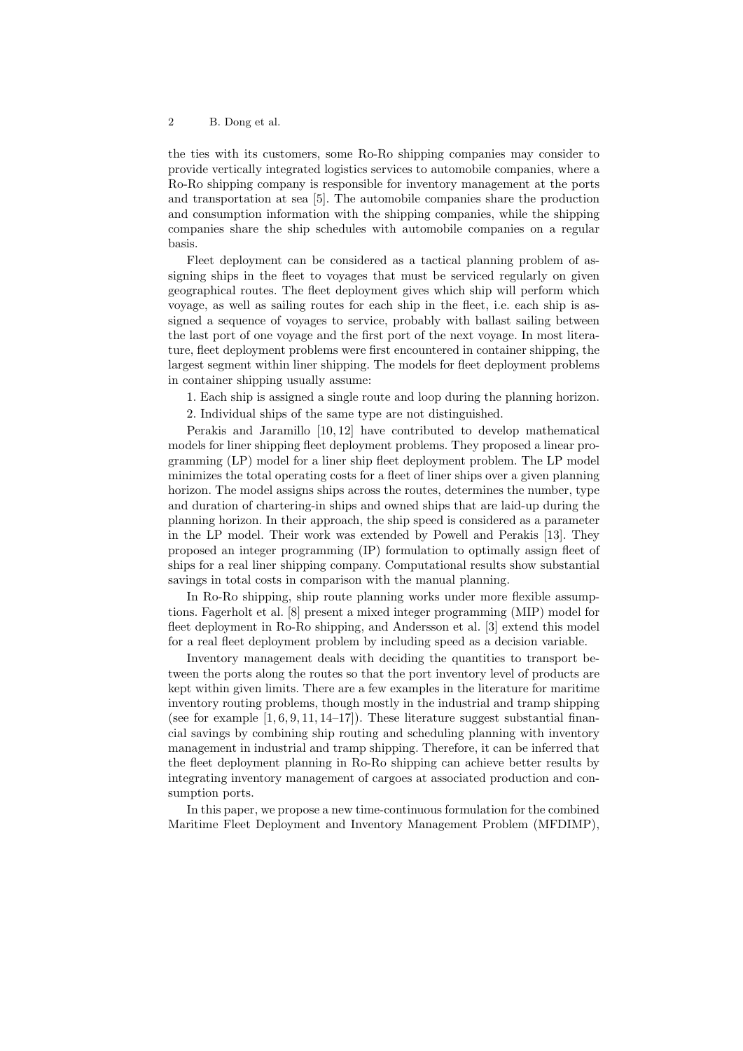the ties with its customers, some Ro-Ro shipping companies may consider to provide vertically integrated logistics services to automobile companies, where a Ro-Ro shipping company is responsible for inventory management at the ports and transportation at sea [5]. The automobile companies share the production and consumption information with the shipping companies, while the shipping companies share the ship schedules with automobile companies on a regular basis.

Fleet deployment can be considered as a tactical planning problem of assigning ships in the fleet to voyages that must be serviced regularly on given geographical routes. The fleet deployment gives which ship will perform which voyage, as well as sailing routes for each ship in the fleet, i.e. each ship is assigned a sequence of voyages to service, probably with ballast sailing between the last port of one voyage and the first port of the next voyage. In most literature, fleet deployment problems were first encountered in container shipping, the largest segment within liner shipping. The models for fleet deployment problems in container shipping usually assume:

1. Each ship is assigned a single route and loop during the planning horizon.
2. Individual ships of the same type are not distinguished.

Perakis and Jaramillo [10, 12] have contributed to develop mathematical models for liner shipping fleet deployment problems. They proposed a linear programming (LP) model for a liner ship fleet deployment problem. The LP model minimizes the total operating costs for a fleet of liner ships over a given planning horizon. The model assigns ships across the routes, determines the number, type and duration of chartering-in ships and owned ships that are laid-up during the planning horizon. In their approach, the ship speed is considered as a parameter in the LP model. Their work was extended by Powell and Perakis [13]. They proposed an integer programming (IP) formulation to optimally assign fleet of ships for a real liner shipping company. Computational results show substantial savings in total costs in comparison with the manual planning.

In Ro-Ro shipping, ship route planning works under more flexible assumptions. Fagerholt et al. [8] present a mixed integer programming (MIP) model for fleet deployment in Ro-Ro shipping, and Andersson et al. [3] extend this model for a real fleet deployment problem by including speed as a decision variable.

Inventory management deals with deciding the quantities to transport between the ports along the routes so that the port inventory level of products are kept within given limits. There are a few examples in the literature for maritime inventory routing problems, though mostly in the industrial and tramp shipping (see for example [1, 6, 9, 11, 14–17]). These literature suggest substantial financial savings by combining ship routing and scheduling planning with inventory management in industrial and tramp shipping. Therefore, it can be inferred that the fleet deployment planning in Ro-Ro shipping can achieve better results by integrating inventory management of cargoes at associated production and consumption ports.

In this paper, we propose a new time-continuous formulation for the combined Maritime Fleet Deployment and Inventory Management Problem (MFDIMP),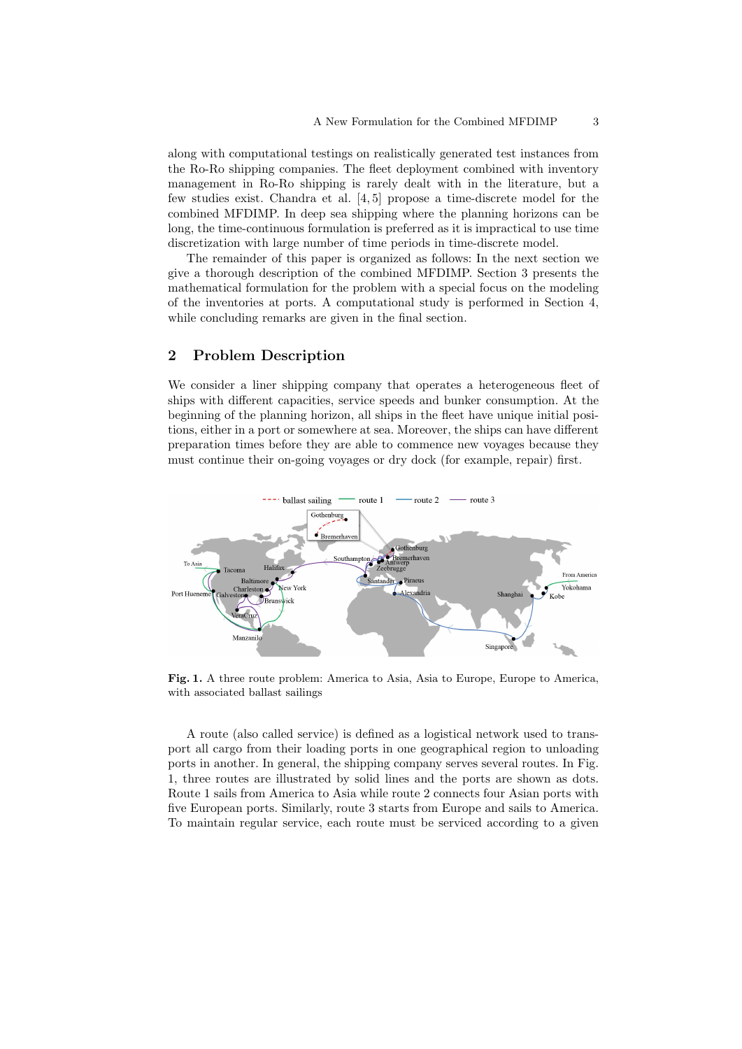along with computational testings on realistically generated test instances from the Ro-Ro shipping companies. The fleet deployment combined with inventory management in Ro-Ro shipping is rarely dealt with in the literature, but a few studies exist. Chandra et al. [4, 5] propose a time-discrete model for the combined MFDIMP. In deep sea shipping where the planning horizons can be long, the time-continuous formulation is preferred as it is impractical to use time discretization with large number of time periods in time-discrete model.

The remainder of this paper is organized as follows: In the next section we give a thorough description of the combined MFDIMP. Section 3 presents the mathematical formulation for the problem with a special focus on the modeling of the inventories at ports. A computational study is performed in Section 4, while concluding remarks are given in the final section.

## 2 Problem Description

We consider a liner shipping company that operates a heterogeneous fleet of ships with different capacities, service speeds and bunker consumption. At the beginning of the planning horizon, all ships in the fleet have unique initial positions, either in a port or somewhere at sea. Moreover, the ships can have different preparation times before they are able to commence new voyages because they must continue their on-going voyages or dry dock (for example, repair) first.

**Fig. 1.** A three route problem: America to Asia, Asia to Europe, Europe to America, with associated ballast sailings

A route (also called service) is defined as a logistical network used to transport all cargo from their loading ports in one geographical region to unloading ports in another. In general, the shipping company serves several routes. In Fig. 1, three routes are illustrated by solid lines and the ports are shown as dots. Route 1 sails from America to Asia while route 2 connects four Asian ports with five European ports. Similarly, route 3 starts from Europe and sails to America. To maintain regular service, each route must be serviced according to a given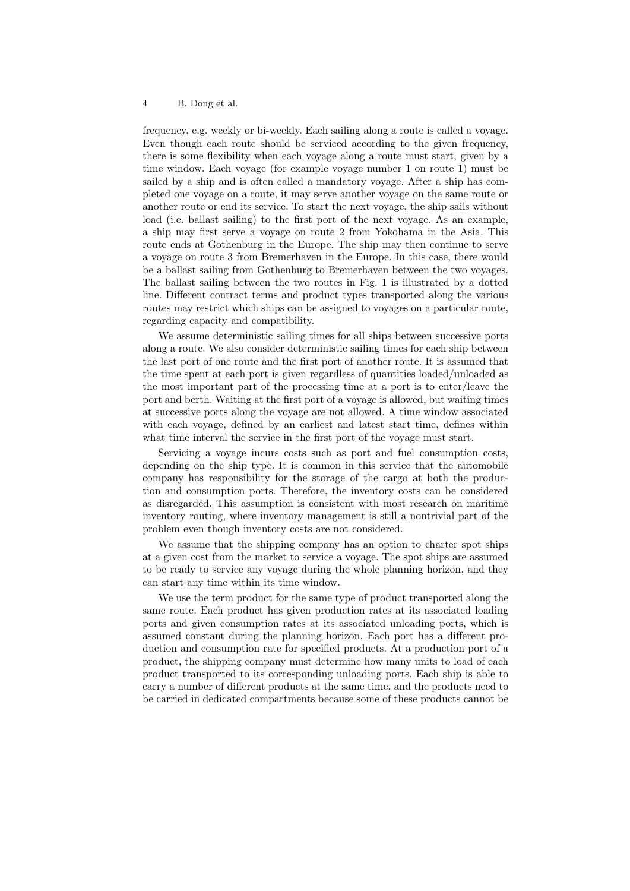frequency, e.g. weekly or bi-weekly. Each sailing along a route is called a voyage. Even though each route should be serviced according to the given frequency, there is some flexibility when each voyage along a route must start, given by a time window. Each voyage (for example voyage number 1 on route 1) must be sailed by a ship and is often called a mandatory voyage. After a ship has completed one voyage on a route, it may serve another voyage on the same route or another route or end its service. To start the next voyage, the ship sails without load (i.e. ballast sailing) to the first port of the next voyage. As an example, a ship may first serve a voyage on route 2 from Yokohama in the Asia. This route ends at Gothenburg in the Europe. The ship may then continue to serve a voyage on route 3 from Bremerhaven in the Europe. In this case, there would be a ballast sailing from Gothenburg to Bremerhaven between the two voyages. The ballast sailing between the two routes in Fig. 1 is illustrated by a dotted line. Different contract terms and product types transported along the various routes may restrict which ships can be assigned to voyages on a particular route, regarding capacity and compatibility.

We assume deterministic sailing times for all ships between successive ports along a route. We also consider deterministic sailing times for each ship between the last port of one route and the first port of another route. It is assumed that the time spent at each port is given regardless of quantities loaded/unloaded as the most important part of the processing time at a port is to enter/leave the port and berth. Waiting at the first port of a voyage is allowed, but waiting times at successive ports along the voyage are not allowed. A time window associated with each voyage, defined by an earliest and latest start time, defines within what time interval the service in the first port of the voyage must start.

Servicing a voyage incurs costs such as port and fuel consumption costs, depending on the ship type. It is common in this service that the automobile company has responsibility for the storage of the cargo at both the production and consumption ports. Therefore, the inventory costs can be considered as disregarded. This assumption is consistent with most research on maritime inventory routing, where inventory management is still a nontrivial part of the problem even though inventory costs are not considered.

We assume that the shipping company has an option to charter spot ships at a given cost from the market to service a voyage. The spot ships are assumed to be ready to service any voyage during the whole planning horizon, and they can start any time within its time window.

We use the term product for the same type of product transported along the same route. Each product has given production rates at its associated loading ports and given consumption rates at its associated unloading ports, which is assumed constant during the planning horizon. Each port has a different production and consumption rate for specified products. At a production port of a product, the shipping company must determine how many units to load of each product transported to its corresponding unloading ports. Each ship is able to carry a number of different products at the same time, and the products need to be carried in dedicated compartments because some of these products cannot be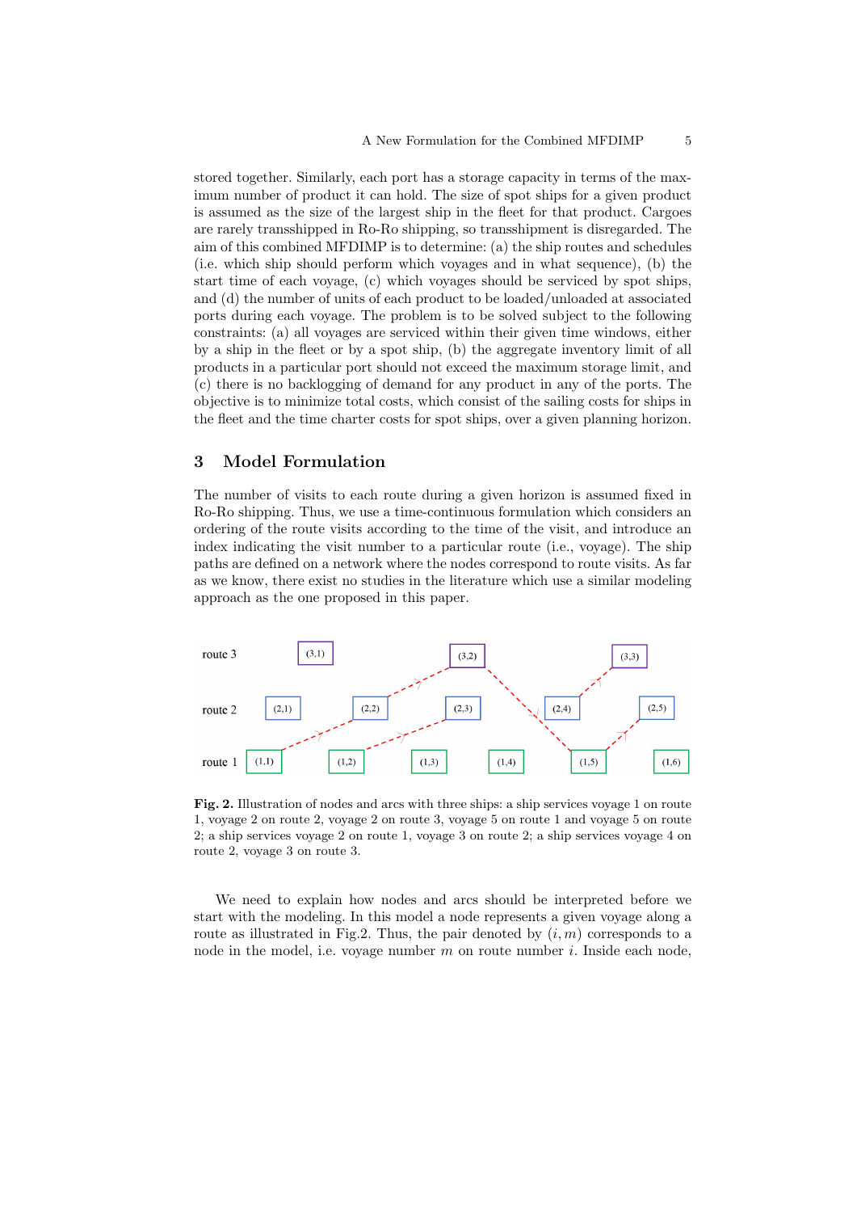stored together. Similarly, each port has a storage capacity in terms of the maximum number of product it can hold. The size of spot ships for a given product is assumed as the size of the largest ship in the fleet for that product. Cargoes are rarely transshipped in Ro-Ro shipping, so transshipment is disregarded. The aim of this combined MFDIMP is to determine: (a) the ship routes and schedules (i.e. which ship should perform which voyages and in what sequence), (b) the start time of each voyage, (c) which voyages should be serviced by spot ships, and (d) the number of units of each product to be loaded/unloaded at associated ports during each voyage. The problem is to be solved subject to the following constraints: (a) all voyages are serviced within their given time windows, either by a ship in the fleet or by a spot ship, (b) the aggregate inventory limit of all products in a particular port should not exceed the maximum storage limit, and (c) there is no backlogging of demand for any product in any of the ports. The objective is to minimize total costs, which consist of the sailing costs for ships in the fleet and the time charter costs for spot ships, over a given planning horizon.

## 3 Model Formulation

The number of visits to each route during a given horizon is assumed fixed in Ro-Ro shipping. Thus, we use a time-continuous formulation which considers an ordering of the route visits according to the time of the visit, and introduce an index indicating the visit number to a particular route (i.e., voyage). The ship paths are defined on a network where the nodes correspond to route visits. As far as we know, there exist no studies in the literature which use a similar modeling approach as the one proposed in this paper.

route 3
(3,1)
(3,2)
(3,3)
route 2
(2,1)
(2,2)
(2,3)
(2,4)
(2,5)
route 1
(1,1)
(1,2)
(1,3)
(1,4)
(1,5)
(1,6)

**Fig. 2.** Illustration of nodes and arcs with three ships: a ship services voyage 1 on route 1, voyage 2 on route 2, voyage 2 on route 3, voyage 5 on route 1 and voyage 5 on route 2; a ship services voyage 2 on route 1, voyage 3 on route 2; a ship services voyage 4 on route 2, voyage 3 on route 3.

We need to explain how nodes and arcs should be interpreted before we start with the modeling. In this model a node represents a given voyage along a route as illustrated in Fig.2. Thus, the pair denoted by $(i, m)$ corresponds to a node in the model, i.e. voyage number $m$ on route number $i$. Inside each node,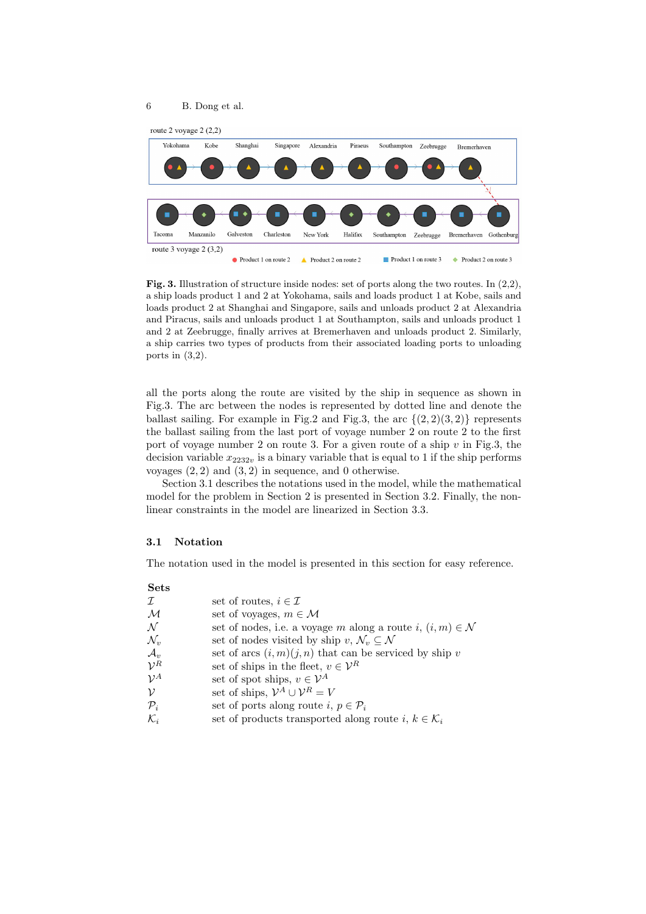Fig. 3. Illustration of structure inside nodes: set of ports along the two routes. In (2,2), a ship loads product 1 and 2 at Yokohama, sails and loads product 1 at Kobe, sails and loads product 2 at Shanghai and Singapore, sails and unloads product 2 at Alexandria and Piracus, sails and unloads product 1 at Southampton, sails and unloads product 1 and 2 at Zeebrugge, finally arrives at Bremerhaven and unloads product 2. Similarly, a ship carries two types of products from their associated loading ports to unloading ports in (3,2).

all the ports along the route are visited by the ship in sequence as shown in Fig.3. The arc between the nodes is represented by dotted line and denote the ballast sailing. For example in Fig.2 and Fig.3, the arc $\{(2,2)(3,2)\}$ represents the ballast sailing from the last port of voyage number 2 on route 2 to the first port of voyage number 2 on route 3. For a given route of a ship $v$ in Fig.3, the decision variable $x_{2232v}$ is a binary variable that is equal to 1 if the ship performs voyages $(2,2)$ and $(3,2)$ in sequence, and 0 otherwise.

Section 3.1 describes the notations used in the model, while the mathematical model for the problem in Section 2 is presented in Section 3.2. Finally, the non-linear constraints in the model are linearized in Section 3.3.

### 3.1 Notation

The notation used in the model is presented in this section for easy reference.

**Sets**

| | |
|---|---|
| $\mathcal{I}$ | set of routes, $i \in \mathcal{I}$ |
| $\mathcal{M}$ | set of voyages, $m \in \mathcal{M}$ |
| $\mathcal{N}$ | set of nodes, i.e. a voyage $m$ along a route $i$, $(i,m) \in \mathcal{N}$ |
| $\mathcal{N}_v$ | set of nodes visited by ship $v$, $\mathcal{N}_v \subseteq \mathcal{N}$ |
| $\mathcal{A}_v$ | set of arcs $(i,m)(j,n)$ that can be serviced by ship $v$ |
| $\mathcal{V}^R$ | set of ships in the fleet, $v \in \mathcal{V}^R$ |
| $\mathcal{V}^A$ | set of spot ships, $v \in \mathcal{V}^A$ |
| $\mathcal{V}$ | set of ships, $\mathcal{V}^A \cup \mathcal{V}^R = V$ |
| $\mathcal{P}_i$ | set of ports along route $i$, $p \in \mathcal{P}_i$ |
| $\mathcal{K}_i$ | set of products transported along route $i$, $k \in \mathcal{K}_i$ |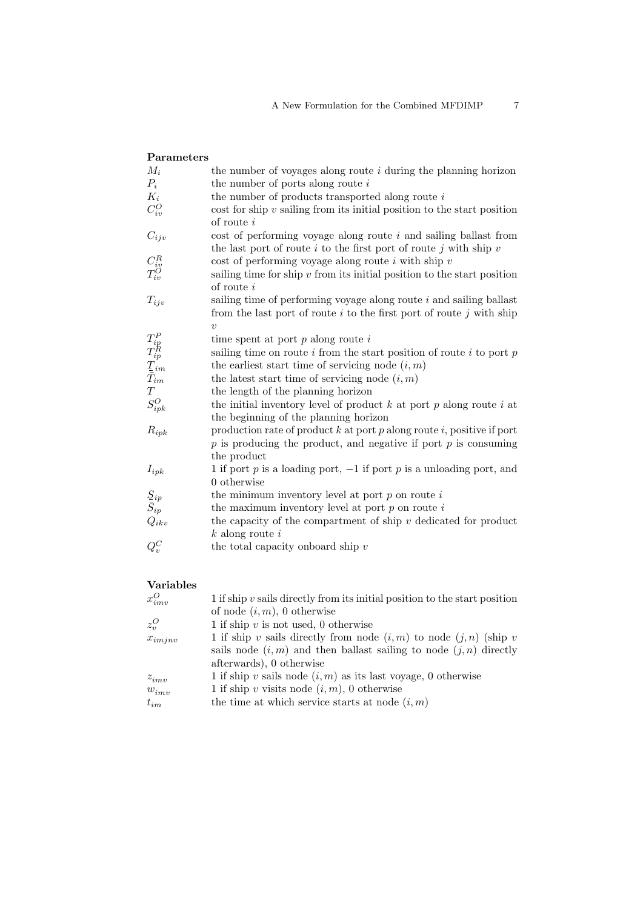**Parameters**

| | |
|---|---|
| $M_i$ | the number of voyages along route $i$ during the planning horizon |
| $P_i$ | the number of ports along route $i$ |
| $K_i$ | the number of products transported along route $i$ |
| $C^O_{iv}$ | cost for ship $v$ sailing from its initial position to the start position of route $i$ |
| $C_{ijv}$ | cost of performing voyage along route $i$ and sailing ballast from the last port of route $i$ to the first port of route $j$ with ship $v$ |
| $C^R_{iv}$ | cost of performing voyage along route $i$ with ship $v$ |
| $T^O_{iv}$ | sailing time for ship $v$ from its initial position to the start position of route $i$ |
| $T_{ijv}$ | sailing time of performing voyage along route $i$ and sailing ballast from the last port of route $i$ to the first port of route $j$ with ship $v$ |
| $T^P_{ip}$ | time spent at port $p$ along route $i$ |
| $T^R_{ip}$ | sailing time on route $i$ from the start position of route $i$ to port $p$ |
| $\underline{T}_{im}$ | the earliest start time of servicing node $(i, m)$ |
| $\bar{T}_{im}$ | the latest start time of servicing node $(i, m)$ |
| $T$ | the length of the planning horizon |
| $S^O_{ipk}$ | the initial inventory level of product $k$ at port $p$ along route $i$ at the beginning of the planning horizon |
| $R_{ipk}$ | production rate of product $k$ at port $p$ along route $i$, positive if port $p$ is producing the product, and negative if port $p$ is consuming the product |
| $I_{ipk}$ | 1 if port $p$ is a loading port, $-1$ if port $p$ is a unloading port, and 0 otherwise |
| $\underline{S}_{ip}$ | the minimum inventory level at port $p$ on route $i$ |
| $\bar{S}_{ip}$ | the maximum inventory level at port $p$ on route $i$ |
| $Q_{ikv}$ | the capacity of the compartment of ship $v$ dedicated for product $k$ along route $i$ |
| $Q^C_v$ | the total capacity onboard ship $v$ |

**Variables**

| | |
|---|---|
| $x^O_{imv}$ | 1 if ship $v$ sails directly from its initial position to the start position of node $(i, m)$, 0 otherwise |
| $z^O_v$ | 1 if ship $v$ is not used, 0 otherwise |
| $x_{imjnv}$ | 1 if ship $v$ sails directly from node $(i, m)$ to node $(j, n)$ (ship $v$ sails node $(i, m)$ and then ballast sailing to node $(j, n)$ directly afterwards), 0 otherwise |
| $z_{imv}$ | 1 if ship $v$ sails node $(i, m)$ as its last voyage, 0 otherwise |
| $w_{imv}$ | 1 if ship $v$ visits node $(i, m)$, 0 otherwise |
| $t_{im}$ | the time at which service starts at node $(i, m)$ |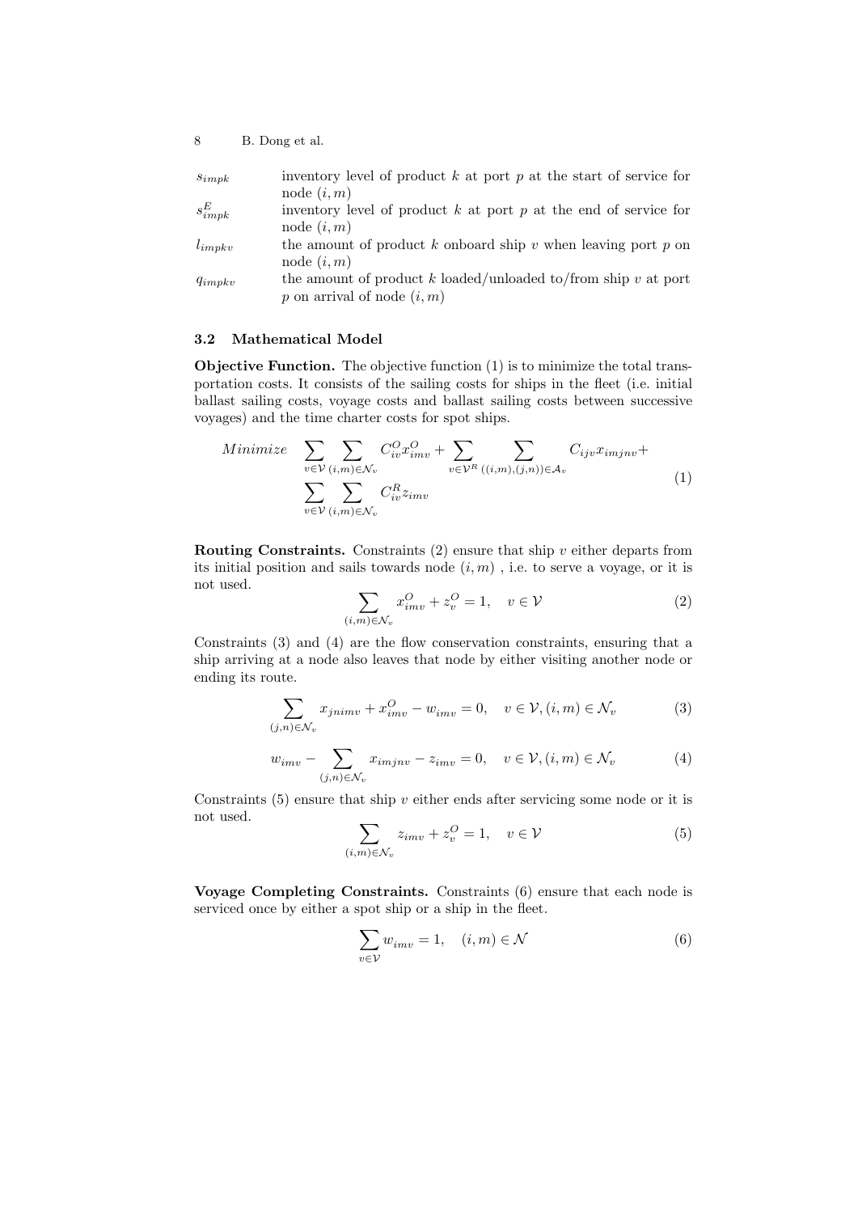| | |
|---|---|
| $s_{impk}$ | inventory level of product $k$ at port $p$ at the start of service for node $(i,m)$ |
| $s^E_{impk}$ | inventory level of product $k$ at port $p$ at the end of service for node $(i,m)$ |
| $l_{impkv}$ | the amount of product $k$ onboard ship $v$ when leaving port $p$ on node $(i,m)$ |
| $q_{impkv}$ | the amount of product $k$ loaded/unloaded to/from ship $v$ at port $p$ on arrival of node $(i,m)$ |

### 3.2 Mathematical Model

**Objective Function.** The objective function (1) is to minimize the total transportation costs. It consists of the sailing costs for ships in the fleet (i.e. initial ballast sailing costs, voyage costs and ballast sailing costs between successive voyages) and the time charter costs for spot ships.

$$Minimize \quad \sum_{v \in \mathcal{V}} \sum_{(i,m) \in \mathcal{N}_v} C^O_{iv} x^O_{imv} + \sum_{v \in \mathcal{V}^R} \sum_{((i,m),(j,n)) \in \mathcal{A}_v} C_{ijv} x_{imjnv} + \sum_{v \in \mathcal{V}} \sum_{(i,m) \in \mathcal{N}_v} C^R_{iv} z_{imv} \tag{1}$$

**Routing Constraints.** Constraints (2) ensure that ship $v$ either departs from its initial position and sails towards node $(i,m)$ , i.e. to serve a voyage, or it is not used.

$$\sum_{(i,m) \in \mathcal{N}_v} x^O_{imv} + z^O_v = 1, \quad v \in \mathcal{V} \tag{2}$$

Constraints (3) and (4) are the flow conservation constraints, ensuring that a ship arriving at a node also leaves that node by either visiting another node or ending its route.

$$\sum_{(j,n) \in \mathcal{N}_v} x_{jnimv} + x^O_{imv} - w_{imv} = 0, \quad v \in \mathcal{V}, (i,m) \in \mathcal{N}_v \tag{3}$$

$$w_{imv} - \sum_{(j,n) \in \mathcal{N}_v} x_{imjnv} - z_{imv} = 0, \quad v \in \mathcal{V}, (i,m) \in \mathcal{N}_v \tag{4}$$

Constraints (5) ensure that ship $v$ either ends after servicing some node or it is not used.

$$\sum_{(i,m) \in \mathcal{N}_v} z_{imv} + z^O_v = 1, \quad v \in \mathcal{V} \tag{5}$$

**Voyage Completing Constraints.** Constraints (6) ensure that each node is serviced once by either a spot ship or a ship in the fleet.

$$\sum_{v \in \mathcal{V}} w_{imv} = 1, \quad (i,m) \in \mathcal{N} \tag{6}$$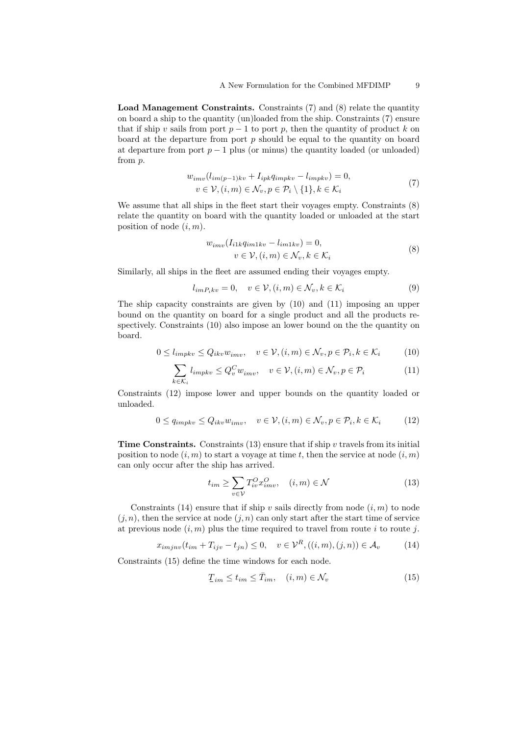**Load Management Constraints.** Constraints (7) and (8) relate the quantity on board a ship to the quantity (un)loaded from the ship. Constraints (7) ensure that if ship $v$ sails from port $p-1$ to port $p$, then the quantity of product $k$ on board at the departure from port $p$ should be equal to the quantity on board at departure from port $p-1$ plus (or minus) the quantity loaded (or unloaded) from $p$.

$$
\begin{aligned}
w_{imv}(l_{im(p-1)kv} + I_{ipk} q_{impkv} - l_{impkv}) = 0,\\
v \in \mathcal{V}, (i,m) \in \mathcal{N}_v, p \in \mathcal{P}_i \setminus \{1\}, k \in \mathcal{K}_i
\end{aligned}
\tag{7}
$$

We assume that all ships in the fleet start their voyages empty. Constraints (8) relate the quantity on board with the quantity loaded or unloaded at the start position of node $(i,m)$.

$$
\begin{aligned}
w_{imv}(I_{i1k} q_{im1kv} - l_{im1kv}) = 0,\\
v \in \mathcal{V}, (i,m) \in \mathcal{N}_v, k \in \mathcal{K}_i
\end{aligned}
\tag{8}
$$

Similarly, all ships in the fleet are assumed ending their voyages empty.

$$
l_{imP_ikv} = 0, \quad v \in \mathcal{V}, (i,m) \in \mathcal{N}_v, k \in \mathcal{K}_i \tag{9}
$$

The ship capacity constraints are given by (10) and (11) imposing an upper bound on the quantity on board for a single product and all the products respectively. Constraints (10) also impose an lower bound on the the quantity on board.

$$
0 \le l_{impkv} \le Q_{ikv} w_{imv}, \quad v \in \mathcal{V}, (i,m) \in \mathcal{N}_v, p \in \mathcal{P}_i, k \in \mathcal{K}_i \tag{10}
$$

$$
\sum_{k \in \mathcal{K}_i} l_{impkv} \le Q_v^C w_{imv}, \quad v \in \mathcal{V}, (i,m) \in \mathcal{N}_v, p \in \mathcal{P}_i \tag{11}
$$

Constraints (12) impose lower and upper bounds on the quantity loaded or unloaded.

$$
0 \le q_{impkv} \le Q_{ikv} w_{imv}, \quad v \in \mathcal{V}, (i,m) \in \mathcal{N}_v, p \in \mathcal{P}_i, k \in \mathcal{K}_i \tag{12}
$$

**Time Constraints.** Constraints (13) ensure that if ship $v$ travels from its initial position to node $(i,m)$ to start a voyage at time $t$, then the service at node $(i,m)$ can only occur after the ship has arrived.

$$
t_{im} \ge \sum_{v \in \mathcal{V}} T_{iv}^O x_{imv}^O, \quad (i,m) \in \mathcal{N} \tag{13}
$$

Constraints (14) ensure that if ship $v$ sails directly from node $(i,m)$ to node $(j,n)$, then the service at node $(j,n)$ can only start after the start time of service at previous node $(i,m)$ plus the time required to travel from route $i$ to route $j$.

$$
x_{imjnv}(t_{im} + T_{ijv} - t_{jn}) \le 0, \quad v \in \mathcal{V}^R, ((i,m),(j,n)) \in \mathcal{A}_v \tag{14}
$$

Constraints (15) define the time windows for each node.

$$
\underline{T}_{im} \le t_{im} \le \bar{T}_{im}, \quad (i,m) \in \mathcal{N}_v \tag{15}
$$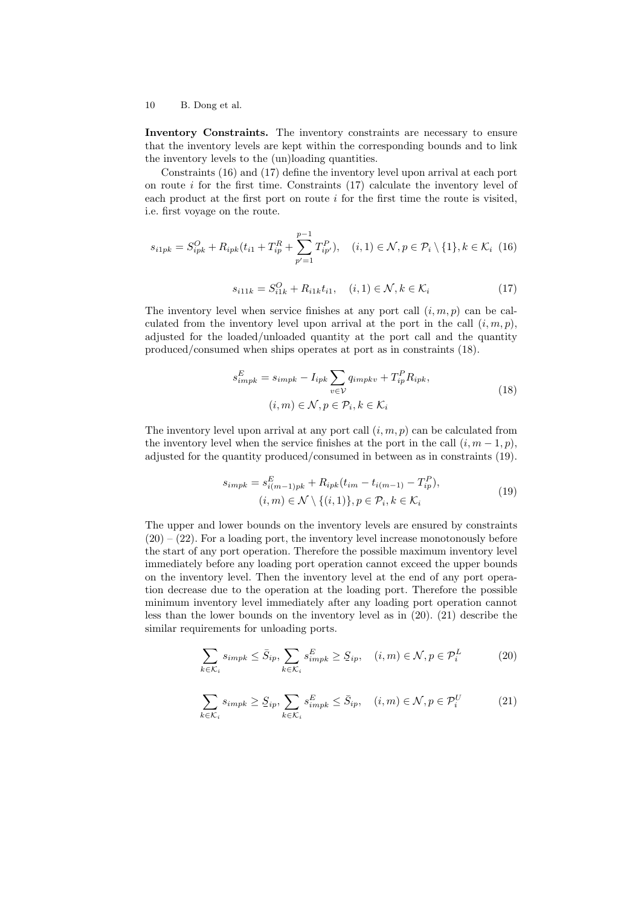**Inventory Constraints.** The inventory constraints are necessary to ensure that the inventory levels are kept within the corresponding bounds and to link the inventory levels to the (un)loading quantities.

Constraints (16) and (17) define the inventory level upon arrival at each port on route $i$ for the first time. Constraints (17) calculate the inventory level of each product at the first port on route $i$ for the first time the route is visited, i.e. first voyage on the route.

$$s_{i1pk} = S^O_{ipk} + R_{ipk}(t_{i1} + T^R_{ip} + \sum_{p'=1}^{p-1} T^P_{ip'}), \quad (i,1) \in \mathcal{N}, p \in \mathcal{P}_i \setminus \{1\}, k \in \mathcal{K}_i \quad (16)$$

$$s_{i11k} = S^O_{i1k} + R_{i1k} t_{i1}, \quad (i,1) \in \mathcal{N}, k \in \mathcal{K}_i \quad (17)$$

The inventory level when service finishes at any port call $(i, m, p)$ can be calculated from the inventory level upon arrival at the port in the call $(i, m, p)$, adjusted for the loaded/unloaded quantity at the port call and the quantity produced/consumed when ships operates at port as in constraints (18).

$$s^E_{impk} = s_{impk} - I_{ipk} \sum_{v \in \mathcal{V}} q_{impkv} + T^P_{ip} R_{ipk}, \quad (i,m) \in \mathcal{N}, p \in \mathcal{P}_i, k \in \mathcal{K}_i \quad (18)$$

The inventory level upon arrival at any port call $(i, m, p)$ can be calculated from the inventory level when the service finishes at the port in the call $(i, m-1, p)$, adjusted for the quantity produced/consumed in between as in constraints (19).

$$s_{impk} = s^E_{i(m-1)pk} + R_{ipk}(t_{im} - t_{i(m-1)} - T^P_{ip}), \quad (i,m) \in \mathcal{N} \setminus \{(i,1)\}, p \in \mathcal{P}_i, k \in \mathcal{K}_i \quad (19)$$

The upper and lower bounds on the inventory levels are ensured by constraints (20) – (22). For a loading port, the inventory level increase monotonously before the start of any port operation. Therefore the possible maximum inventory level immediately before any loading port operation cannot exceed the upper bounds on the inventory level. Then the inventory level at the end of any port operation decrease due to the operation at the loading port. Therefore the possible minimum inventory level immediately after any loading port operation cannot less than the lower bounds on the inventory level as in (20). (21) describe the similar requirements for unloading ports.

$$\sum_{k \in \mathcal{K}_i} s_{impk} \leq \bar{S}_{ip}, \sum_{k \in \mathcal{K}_i} s^E_{impk} \geq \underline{S}_{ip}, \quad (i,m) \in \mathcal{N}, p \in \mathcal{P}^L_i \quad (20)$$

$$\sum_{k \in \mathcal{K}_i} s_{impk} \geq \underline{S}_{ip}, \sum_{k \in \mathcal{K}_i} s^E_{impk} \leq \bar{S}_{ip}, \quad (i,m) \in \mathcal{N}, p \in \mathcal{P}^U_i \quad (21)$$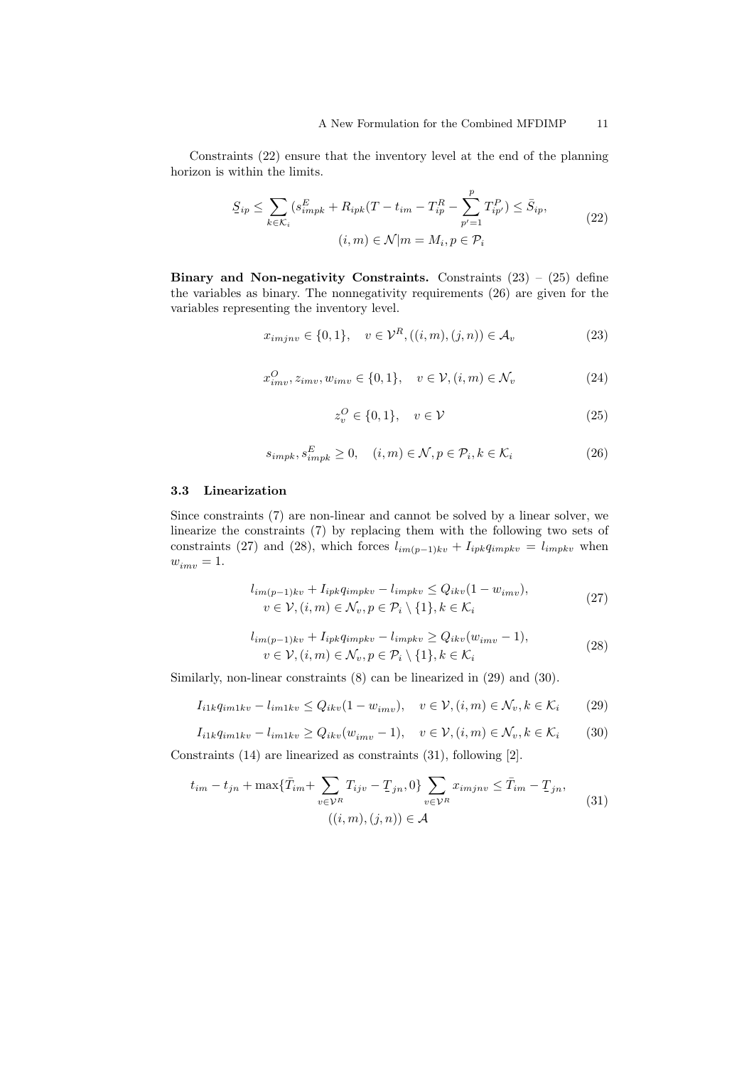Constraints (22) ensure that the inventory level at the end of the planning horizon is within the limits.

$$\underline{S}_{ip} \leq \sum_{k \in \mathcal{K}_i} (s^E_{impk} + R_{ipk}(T - t_{im} - T^R_{ip} - \sum_{p'=1}^{p} T^P_{ip'}) \leq \bar{S}_{ip}, \qquad (i,m) \in \mathcal{N} | m = M_i, p \in \mathcal{P}_i \tag{22}$$

**Binary and Non-negativity Constraints.** Constraints (23) – (25) define the variables as binary. The nonnegativity requirements (26) are given for the variables representing the inventory level.

$$x_{imjnv} \in \{0,1\}, \quad v \in \mathcal{V}^R, ((i,m),(j,n)) \in \mathcal{A}_v \tag{23}$$

$$x^O_{imv}, z_{imv}, w_{imv} \in \{0,1\}, \quad v \in \mathcal{V}, (i,m) \in \mathcal{N}_v \tag{24}$$

$$z^O_v \in \{0,1\}, \quad v \in \mathcal{V} \tag{25}$$

$$s_{impk}, s^E_{impk} \geq 0, \quad (i,m) \in \mathcal{N}, p \in \mathcal{P}_i, k \in \mathcal{K}_i \tag{26}$$

### 3.3 Linearization

Since constraints (7) are non-linear and cannot be solved by a linear solver, we linearize the constraints (7) by replacing them with the following two sets of constraints (27) and (28), which forces $l_{im(p-1)kv} + I_{ipk} q_{impkv} = l_{impkv}$ when $w_{imv} = 1$.

$$l_{im(p-1)kv} + I_{ipk} q_{impkv} - l_{impkv} \leq Q_{ikv}(1 - w_{imv}), \qquad v \in \mathcal{V}, (i,m) \in \mathcal{N}_v, p \in \mathcal{P}_i \setminus \{1\}, k \in \mathcal{K}_i \tag{27}$$

$$l_{im(p-1)kv} + I_{ipk} q_{impkv} - l_{impkv} \geq Q_{ikv}(w_{imv} - 1), \qquad v \in \mathcal{V}, (i,m) \in \mathcal{N}_v, p \in \mathcal{P}_i \setminus \{1\}, k \in \mathcal{K}_i \tag{28}$$

Similarly, non-linear constraints (8) can be linearized in (29) and (30).

$$I_{i1k} q_{im1kv} - l_{im1kv} \leq Q_{ikv}(1 - w_{imv}), \quad v \in \mathcal{V}, (i,m) \in \mathcal{N}_v, k \in \mathcal{K}_i \tag{29}$$

$$I_{i1k} q_{im1kv} - l_{im1kv} \geq Q_{ikv}(w_{imv} - 1), \quad v \in \mathcal{V}, (i,m) \in \mathcal{N}_v, k \in \mathcal{K}_i \tag{30}$$

Constraints (14) are linearized as constraints (31), following [2].

$$t_{im} - t_{jn} + \max\{\bar{T}_{im} + \sum_{v \in \mathcal{V}^R} T_{ijv} - \underline{T}_{jn}, 0\} \sum_{v \in \mathcal{V}^R} x_{imjnv} \leq \bar{T}_{im} - \underline{T}_{jn}, \qquad ((i,m),(j,n)) \in \mathcal{A} \tag{31}$$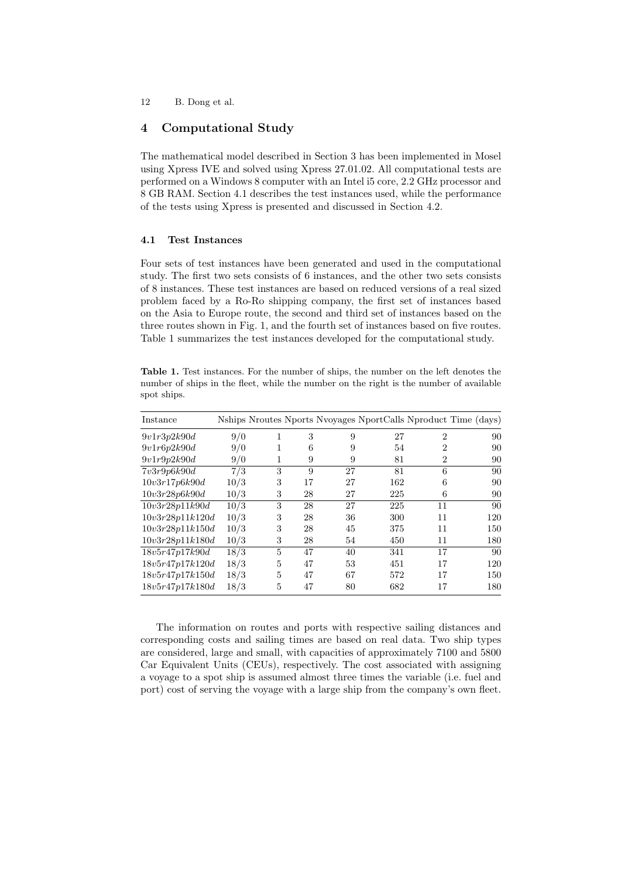## 4 Computational Study

The mathematical model described in Section 3 has been implemented in Mosel using Xpress IVE and solved using Xpress 27.01.02. All computational tests are performed on a Windows 8 computer with an Intel i5 core, 2.2 GHz processor and 8 GB RAM. Section 4.1 describes the test instances used, while the performance of the tests using Xpress is presented and discussed in Section 4.2.

### 4.1 Test Instances

Four sets of test instances have been generated and used in the computational study. The first two sets consists of 6 instances, and the other two sets consists of 8 instances. These test instances are based on reduced versions of a real sized problem faced by a Ro-Ro shipping company, the first set of instances based on the Asia to Europe route, the second and third set of instances based on the three routes shown in Fig. 1, and the fourth set of instances based on five routes. Table 1 summarizes the test instances developed for the computational study.

**Table 1.** Test instances. For the number of ships, the number on the left denotes the number of ships in the fleet, while the number on the right is the number of available spot ships.

| Instance | Nships | Nroutes | Nports | Nvoyages | NportCalls | Nproduct | Time (days) |
|---|---|---|---|---|---|---|---|
| *9v1r3p2k90d* | 9/0 | 1 | 3 | 9 | 27 | 2 | 90 |
| *9v1r6p2k90d* | 9/0 | 1 | 6 | 9 | 54 | 2 | 90 |
| *9v1r9p2k90d* | 9/0 | 1 | 9 | 9 | 81 | 2 | 90 |
| *7v3r9p6k90d* | 7/3 | 3 | 9 | 27 | 81 | 6 | 90 |
| *10v3r17p6k90d* | 10/3 | 3 | 17 | 27 | 162 | 6 | 90 |
| *10v3r28p6k90d* | 10/3 | 3 | 28 | 27 | 225 | 6 | 90 |
| *10v3r28p11k90d* | 10/3 | 3 | 28 | 27 | 225 | 11 | 90 |
| *10v3r28p11k120d* | 10/3 | 3 | 28 | 36 | 300 | 11 | 120 |
| *10v3r28p11k150d* | 10/3 | 3 | 28 | 45 | 375 | 11 | 150 |
| *10v3r28p11k180d* | 10/3 | 3 | 28 | 54 | 450 | 11 | 180 |
| *18v5r47p17k90d* | 18/3 | 5 | 47 | 40 | 341 | 17 | 90 |
| *18v5r47p17k120d* | 18/3 | 5 | 47 | 53 | 451 | 17 | 120 |
| *18v5r47p17k150d* | 18/3 | 5 | 47 | 67 | 572 | 17 | 150 |
| *18v5r47p17k180d* | 18/3 | 5 | 47 | 80 | 682 | 17 | 180 |

The information on routes and ports with respective sailing distances and corresponding costs and sailing times are based on real data. Two ship types are considered, large and small, with capacities of approximately 7100 and 5800 Car Equivalent Units (CEUs), respectively. The cost associated with assigning a voyage to a spot ship is assumed almost three times the variable (i.e. fuel and port) cost of serving the voyage with a large ship from the company's own fleet.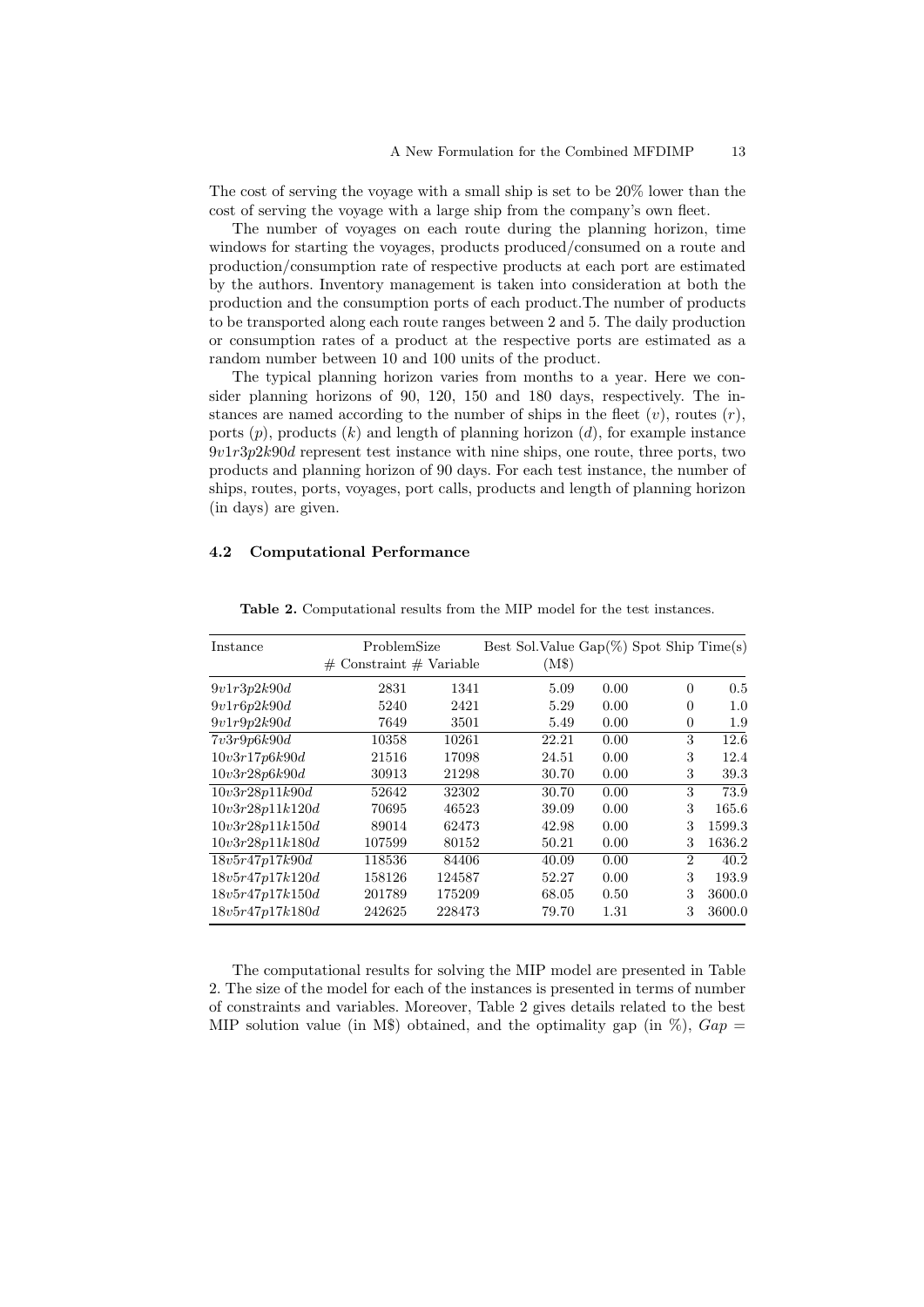The cost of serving the voyage with a small ship is set to be 20% lower than the cost of serving the voyage with a large ship from the company's own fleet.

The number of voyages on each route during the planning horizon, time windows for starting the voyages, products produced/consumed on a route and production/consumption rate of respective products at each port are estimated by the authors. Inventory management is taken into consideration at both the production and the consumption ports of each product.The number of products to be transported along each route ranges between 2 and 5. The daily production or consumption rates of a product at the respective ports are estimated as a random number between 10 and 100 units of the product.

The typical planning horizon varies from months to a year. Here we consider planning horizons of 90, 120, 150 and 180 days, respectively. The instances are named according to the number of ships in the fleet ($v$), routes ($r$), ports ($p$), products ($k$) and length of planning horizon ($d$), for example instance $9v1r3p2k90d$ represent test instance with nine ships, one route, three ports, two products and planning horizon of 90 days. For each test instance, the number of ships, routes, ports, voyages, port calls, products and length of planning horizon (in days) are given.

### 4.2 Computational Performance

**Table 2.** Computational results from the MIP model for the test instances.

| Instance | ProblemSize | | Best Sol.Value | Gap(%) | Spot Ship | Time(s) |
|---|---|---|---|---|---|---|
| | # Constraint | # Variable | (M$) | | | |
| $9v1r3p2k90d$ | 2831 | 1341 | 5.09 | 0.00 | 0 | 0.5 |
| $9v1r6p2k90d$ | 5240 | 2421 | 5.29 | 0.00 | 0 | 1.0 |
| $9v1r9p2k90d$ | 7649 | 3501 | 5.49 | 0.00 | 0 | 1.9 |
| $7v3r9p6k90d$ | 10358 | 10261 | 22.21 | 0.00 | 3 | 12.6 |
| $10v3r17p6k90d$ | 21516 | 17098 | 24.51 | 0.00 | 3 | 12.4 |
| $10v3r28p6k90d$ | 30913 | 21298 | 30.70 | 0.00 | 3 | 39.3 |
| $10v3r28p11k90d$ | 52642 | 32302 | 30.70 | 0.00 | 3 | 73.9 |
| $10v3r28p11k120d$ | 70695 | 46523 | 39.09 | 0.00 | 3 | 165.6 |
| $10v3r28p11k150d$ | 89014 | 62473 | 42.98 | 0.00 | 3 | 1599.3 |
| $10v3r28p11k180d$ | 107599 | 80152 | 50.21 | 0.00 | 3 | 1636.2 |
| $18v5r47p17k90d$ | 118536 | 84406 | 40.09 | 0.00 | 2 | 40.2 |
| $18v5r47p17k120d$ | 158126 | 124587 | 52.27 | 0.00 | 3 | 193.9 |
| $18v5r47p17k150d$ | 201789 | 175209 | 68.05 | 0.50 | 3 | 3600.0 |
| $18v5r47p17k180d$ | 242625 | 228473 | 79.70 | 1.31 | 3 | 3600.0 |

The computational results for solving the MIP model are presented in Table 2. The size of the model for each of the instances is presented in terms of number of constraints and variables. Moreover, Table 2 gives details related to the best MIP solution value (in M$) obtained, and the optimality gap (in %), $Gap =$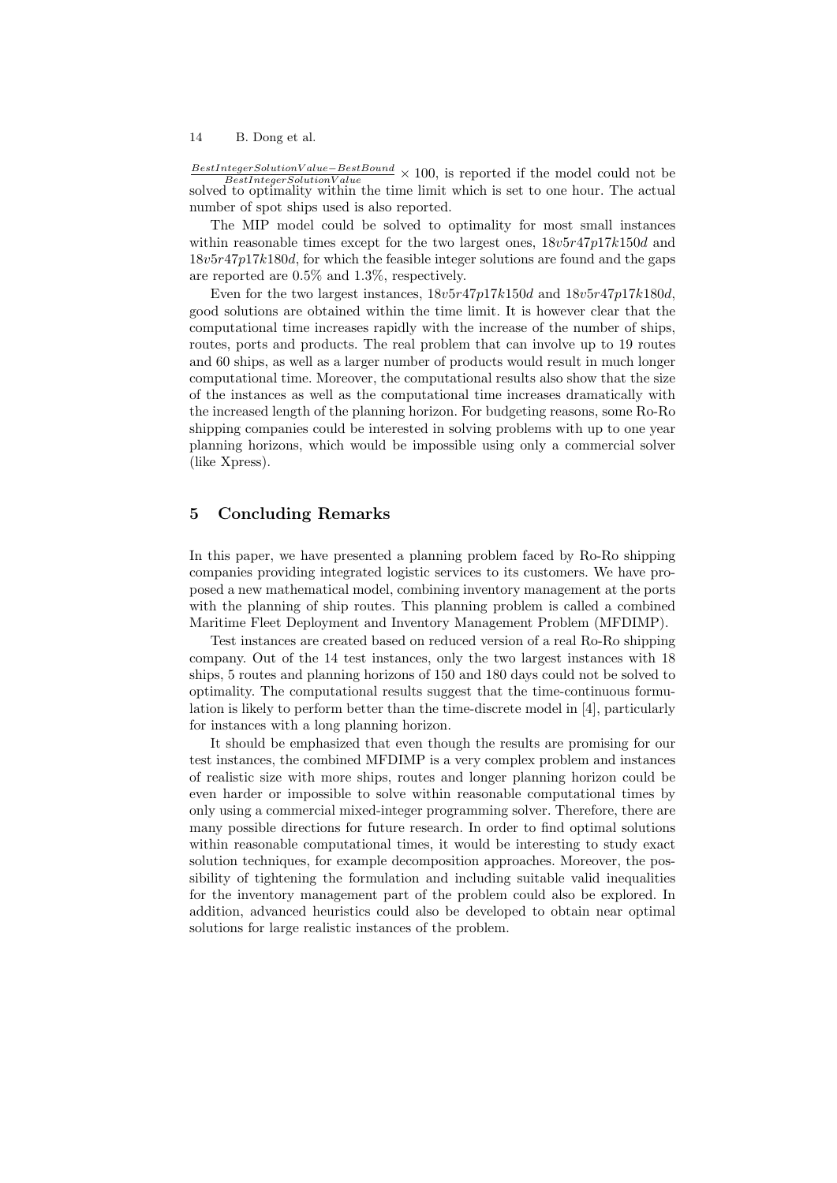$\frac{BestIntegerSolutionValue - BestBound}{BestIntegerSolutionValue} \times 100$, is reported if the model could not be solved to optimality within the time limit which is set to one hour. The actual number of spot ships used is also reported.

The MIP model could be solved to optimality for most small instances within reasonable times except for the two largest ones, $18v5r47p17k150d$ and $18v5r47p17k180d$, for which the feasible integer solutions are found and the gaps are reported are 0.5% and 1.3%, respectively.

Even for the two largest instances, $18v5r47p17k150d$ and $18v5r47p17k180d$, good solutions are obtained within the time limit. It is however clear that the computational time increases rapidly with the increase of the number of ships, routes, ports and products. The real problem that can involve up to 19 routes and 60 ships, as well as a larger number of products would result in much longer computational time. Moreover, the computational results also show that the size of the instances as well as the computational time increases dramatically with the increased length of the planning horizon. For budgeting reasons, some Ro-Ro shipping companies could be interested in solving problems with up to one year planning horizons, which would be impossible using only a commercial solver (like Xpress).

## 5 Concluding Remarks

In this paper, we have presented a planning problem faced by Ro-Ro shipping companies providing integrated logistic services to its customers. We have proposed a new mathematical model, combining inventory management at the ports with the planning of ship routes. This planning problem is called a combined Maritime Fleet Deployment and Inventory Management Problem (MFDIMP).

Test instances are created based on reduced version of a real Ro-Ro shipping company. Out of the 14 test instances, only the two largest instances with 18 ships, 5 routes and planning horizons of 150 and 180 days could not be solved to optimality. The computational results suggest that the time-continuous formulation is likely to perform better than the time-discrete model in [4], particularly for instances with a long planning horizon.

It should be emphasized that even though the results are promising for our test instances, the combined MFDIMP is a very complex problem and instances of realistic size with more ships, routes and longer planning horizon could be even harder or impossible to solve within reasonable computational times by only using a commercial mixed-integer programming solver. Therefore, there are many possible directions for future research. In order to find optimal solutions within reasonable computational times, it would be interesting to study exact solution techniques, for example decomposition approaches. Moreover, the possibility of tightening the formulation and including suitable valid inequalities for the inventory management part of the problem could also be explored. In addition, advanced heuristics could also be developed to obtain near optimal solutions for large realistic instances of the problem.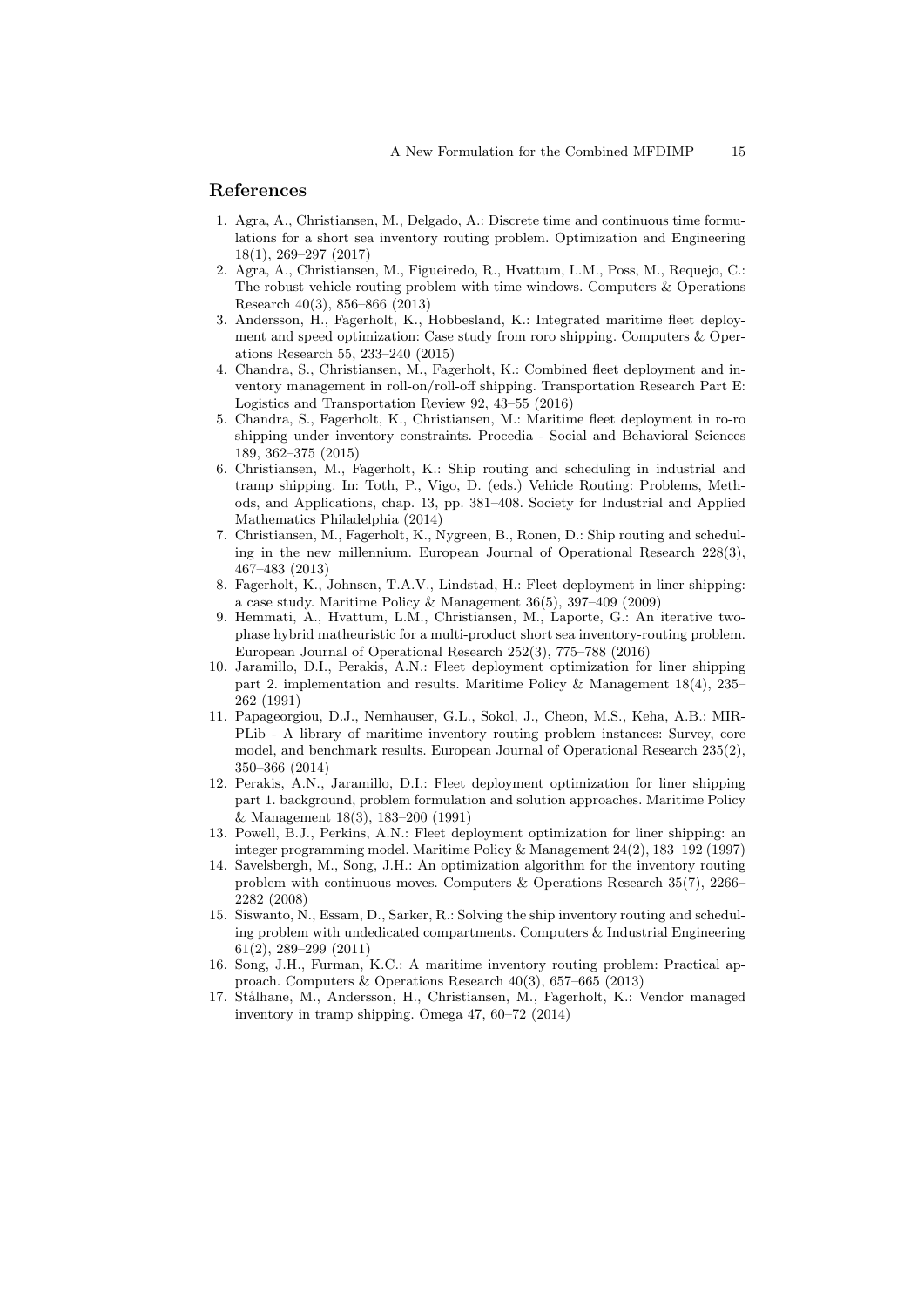## References

1. Agra, A., Christiansen, M., Delgado, A.: Discrete time and continuous time formulations for a short sea inventory routing problem. Optimization and Engineering 18(1), 269–297 (2017)
2. Agra, A., Christiansen, M., Figueiredo, R., Hvattum, L.M., Poss, M., Requejo, C.: The robust vehicle routing problem with time windows. Computers & Operations Research 40(3), 856–866 (2013)
3. Andersson, H., Fagerholt, K., Hobbesland, K.: Integrated maritime fleet deployment and speed optimization: Case study from roro shipping. Computers & Operations Research 55, 233–240 (2015)
4. Chandra, S., Christiansen, M., Fagerholt, K.: Combined fleet deployment and inventory management in roll-on/roll-off shipping. Transportation Research Part E: Logistics and Transportation Review 92, 43–55 (2016)
5. Chandra, S., Fagerholt, K., Christiansen, M.: Maritime fleet deployment in ro-ro shipping under inventory constraints. Procedia - Social and Behavioral Sciences 189, 362–375 (2015)
6. Christiansen, M., Fagerholt, K.: Ship routing and scheduling in industrial and tramp shipping. In: Toth, P., Vigo, D. (eds.) Vehicle Routing: Problems, Methods, and Applications, chap. 13, pp. 381–408. Society for Industrial and Applied Mathematics Philadelphia (2014)
7. Christiansen, M., Fagerholt, K., Nygreen, B., Ronen, D.: Ship routing and scheduling in the new millennium. European Journal of Operational Research 228(3), 467–483 (2013)
8. Fagerholt, K., Johnsen, T.A.V., Lindstad, H.: Fleet deployment in liner shipping: a case study. Maritime Policy & Management 36(5), 397–409 (2009)
9. Hemmati, A., Hvattum, L.M., Christiansen, M., Laporte, G.: An iterative two-phase hybrid matheuristic for a multi-product short sea inventory-routing problem. European Journal of Operational Research 252(3), 775–788 (2016)
10. Jaramillo, D.I., Perakis, A.N.: Fleet deployment optimization for liner shipping part 2. implementation and results. Maritime Policy & Management 18(4), 235–262 (1991)
11. Papageorgiou, D.J., Nemhauser, G.L., Sokol, J., Cheon, M.S., Keha, A.B.: MIRPLib - A library of maritime inventory routing problem instances: Survey, core model, and benchmark results. European Journal of Operational Research 235(2), 350–366 (2014)
12. Perakis, A.N., Jaramillo, D.I.: Fleet deployment optimization for liner shipping part 1. background, problem formulation and solution approaches. Maritime Policy & Management 18(3), 183–200 (1991)
13. Powell, B.J., Perkins, A.N.: Fleet deployment optimization for liner shipping: an integer programming model. Maritime Policy & Management 24(2), 183–192 (1997)
14. Savelsbergh, M., Song, J.H.: An optimization algorithm for the inventory routing problem with continuous moves. Computers & Operations Research 35(7), 2266–2282 (2008)
15. Siswanto, N., Essam, D., Sarker, R.: Solving the ship inventory routing and scheduling problem with undedicated compartments. Computers & Industrial Engineering 61(2), 289–299 (2011)
16. Song, J.H., Furman, K.C.: A maritime inventory routing problem: Practical approach. Computers & Operations Research 40(3), 657–665 (2013)
17. Stålhane, M., Andersson, H., Christiansen, M., Fagerholt, K.: Vendor managed inventory in tramp shipping. Omega 47, 60–72 (2014)